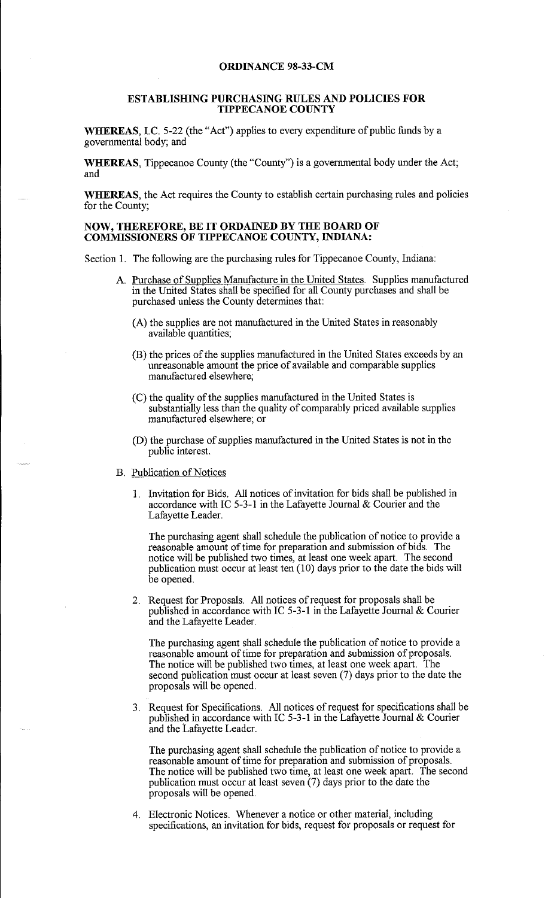# ORDINANCE 98-33-CM

## ESTABLISHING PURCHASING RULES AND POLICIES FOR TIPPECANOE COUNTY

**WHEREAS**, I.C. 5-22 (the "Act") applies to every expenditure of public funds by a governmental body; and

**WHEREAS**, Tippecanoe County (the "County") is a governmental body under the Act; and

**WHEREAS**, the Act requires the County to establish certain purchasing rules and policies for the County;

**NOW, THEREFORE, BE IT ORDAINED BY THE BOARD OF COMMISSIONERS OF TIPPECANOE COUNTY, INDIANA:**

Section 1. The following are the purchasing rules for Tippecanoe County, Indiana:

A. Purchase of Supplies Manufacture in the United States. Supplies manufactured in the United States shall be specified for all County purchases and shall be purchased unless the County determines that:

(A) the supplies are not manufactured in the United States in reasonably available quantities;

(B) the prices of the supplies manufactured in the United States exceeds by an unreasonable amount the price of available and comparable supplies manufactured elsewhere;

(C) the quality of the supplies manufactured in the United States is substantially less than the quality of comparably priced available supplies manufactured elsewhere; or

(D) the purchase of supplies manufactured in the United States is not in the public interest.

B. Publication of Notices

1. Invitation for Bids. All notices of invitation for bids shall be published in accordance with IC 5-3-1 in the Lafayette Journal & Courier and the Lafayette Leader.

   The purchasing agent shall schedule the publication of notice to provide a reasonable amount of time for preparation and submission of bids. The notice will be published two times, at least one week apart. The second publication must occur at least ten (10) days prior to the date the bids will be opened.

2. Request for Proposals. All notices of request for proposals shall be published in accordance with IC 5-3-1 in the Lafayette Journal & Courier and the Lafayette Leader.

   The purchasing agent shall schedule the publication of notice to provide a reasonable amount of time for preparation and submission of proposals. The notice will be published two times, at least one week apart. The second publication must occur at least seven (7) days prior to the date the proposals will be opened.

3. Request for Specifications. All notices of request for specifications shall be published in accordance with IC 5-3-1 in the Lafayette Journal & Courier and the Lafayette Leader.

   The purchasing agent shall schedule the publication of notice to provide a reasonable amount of time for preparation and submission of proposals. The notice will be published two time, at least one week apart. The second publication must occur at least seven (7) days prior to the date the proposals will be opened.

4. Electronic Notices. Whenever a notice or other material, including specifications, an invitation for bids, request for proposals or request for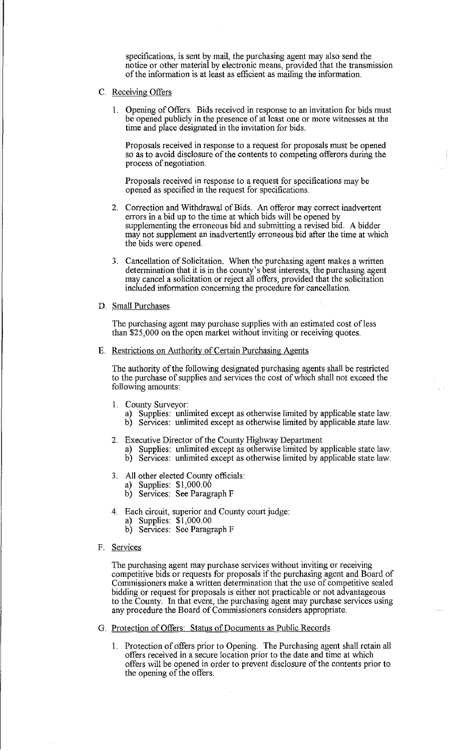specifications, is sent by mail, the purchasing agent may also send the notice or other material by electronic means, provided that the transmission of the information is at least as efficient as mailing the information.

C. Receiving Offers

1. Opening of Offers. Bids received in response to an invitation for bids must be opened publicly in the presence of at least one or more witnesses at the time and place designated in the invitation for bids.

   Proposals received in response to a request for proposals must be opened so as to avoid disclosure of the contents to competing offerors during the process of negotiation.

   Proposals received in response to a request for specifications may be opened as specified in the request for specifications.

2. Correction and Withdrawal of Bids. An offeror may correct inadvertent errors in a bid up to the time at which bids will be opened by supplementing the erroneous bid and submitting a revised bid. A bidder may not supplement an inadvertently erroneous bid after the time at which the bids were opened.

3. Cancellation of Solicitation. When the purchasing agent makes a written determination that it is in the county's best interests, the purchasing agent may cancel a solicitation or reject all offers, provided that the solicitation included information concerning the procedure for cancellation.

D. Small Purchases

The purchasing agent may purchase supplies with an estimated cost of less than $25,000 on the open market without inviting or receiving quotes.

E. Restrictions on Authority of Certain Purchasing Agents

The authority of the following designated purchasing agents shall be restricted to the purchase of supplies and services the cost of which shall not exceed the following amounts:

1. County Surveyor:
   a) Supplies: unlimited except as otherwise limited by applicable state law.
   b) Services: unlimited except as otherwise limited by applicable state law.

2. Executive Director of the County Highway Department
   a) Supplies: unlimited except as otherwise limited by applicable state law.
   b) Services: unlimited except as otherwise limited by applicable state law.

3. All other elected County officials:
   a) Supplies: $1,000.00
   b) Services: See Paragraph F

4. Each circuit, superior and County court judge:
   a) Supplies: $1,000.00
   b) Services: See Paragraph F

F. Services

The purchasing agent may purchase services without inviting or receiving competitive bids or requests for proposals if the purchasing agent and Board of Commissioners make a written determination that the use of competitive sealed bidding or request for proposals is either not practicable or not advantageous to the County. In that event, the purchasing agent may purchase services using any procedure the Board of Commissioners considers appropriate.

G. Protection of Offers: Status of Documents as Public Records

1. Protection of offers prior to Opening. The Purchasing agent shall retain all offers received in a secure location prior to the date and time at which offers will be opened in order to prevent disclosure of the contents prior to the opening of the offers.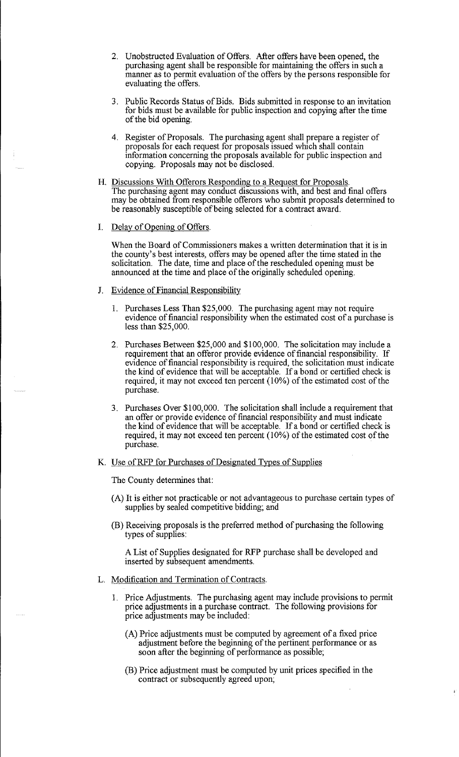2. Unobstructed Evaluation of Offers. After offers have been opened, the purchasing agent shall be responsible for maintaining the offers in such a manner as to permit evaluation of the offers by the persons responsible for evaluating the offers.

3. Public Records Status of Bids. Bids submitted in response to an invitation for bids must be available for public inspection and copying after the time of the bid opening.

4. Register of Proposals. The purchasing agent shall prepare a register of proposals for each request for proposals issued which shall contain information concerning the proposals available for public inspection and copying. Proposals may not be disclosed.

H. Discussions With Offerors Responding to a Request for Proposals. The purchasing agent may conduct discussions with, and best and final offers may be obtained from responsible offerors who submit proposals determined to be reasonably susceptible of being selected for a contract award.

I. Delay of Opening of Offers.

When the Board of Commissioners makes a written determination that it is in the county's best interests, offers may be opened after the time stated in the solicitation. The date, time and place of the rescheduled opening must be announced at the time and place of the originally scheduled opening.

J. Evidence of Financial Responsibility

1. Purchases Less Than $25,000. The purchasing agent may not require evidence of financial responsibility when the estimated cost of a purchase is less than $25,000.

2. Purchases Between $25,000 and $100,000. The solicitation may include a requirement that an offeror provide evidence of financial responsibility. If evidence of financial responsibility is required, the solicitation must indicate the kind of evidence that will be acceptable. If a bond or certified check is required, it may not exceed ten percent (10%) of the estimated cost of the purchase.

3. Purchases Over $100,000. The solicitation shall include a requirement that an offer or provide evidence of financial responsibility and must indicate the kind of evidence that will be acceptable. If a bond or certified check is required, it may not exceed ten percent (10%) of the estimated cost of the purchase.

K. Use of RFP for Purchases of Designated Types of Supplies

The County determines that:

(A) It is either not practicable or not advantageous to purchase certain types of supplies by sealed competitive bidding; and

(B) Receiving proposals is the preferred method of purchasing the following types of supplies:

A List of Supplies designated for RFP purchase shall be developed and inserted by subsequent amendments.

L. Modification and Termination of Contracts.

1. Price Adjustments. The purchasing agent may include provisions to permit price adjustments in a purchase contract. The following provisions for price adjustments may be included:

(A) Price adjustments must be computed by agreement of a fixed price adjustment before the beginning of the pertinent performance or as soon after the beginning of performance as possible;

(B) Price adjustment must be computed by unit prices specified in the contract or subsequently agreed upon;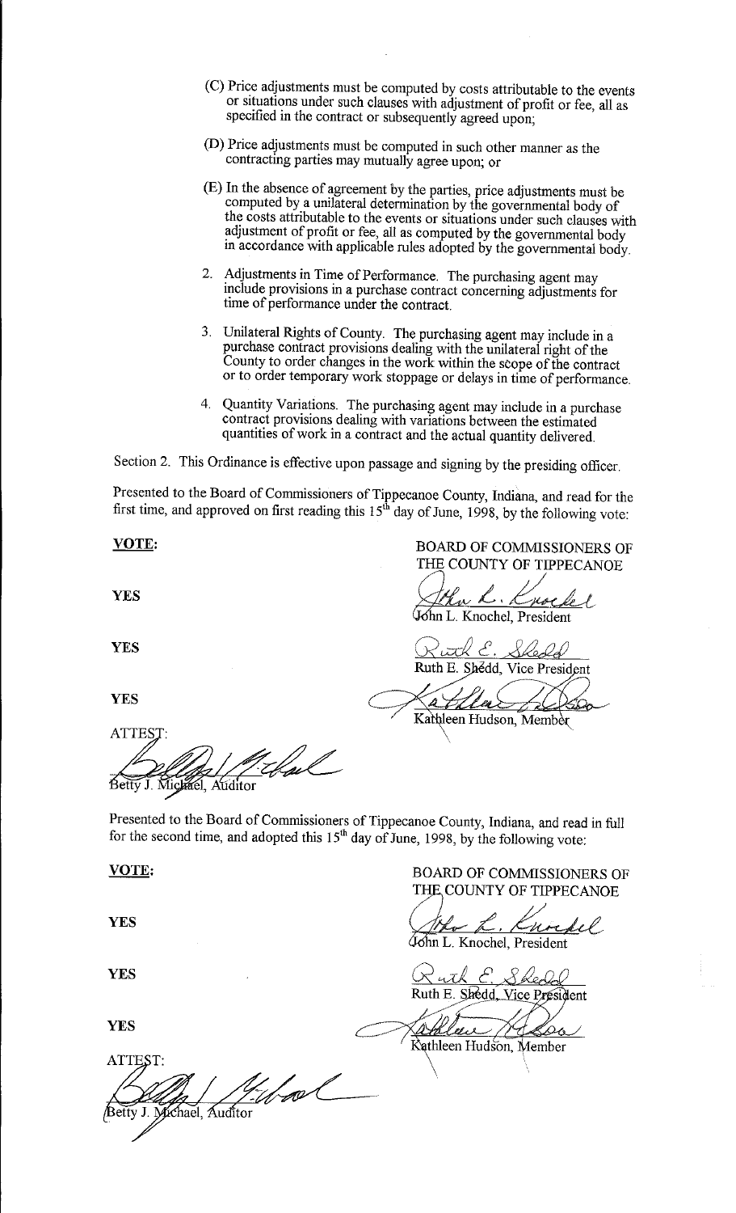(C) Price adjustments must be computed by costs attributable to the events or situations under such clauses with adjustment of profit or fee, all as specified in the contract or subsequently agreed upon;

(D) Price adjustments must be computed in such other manner as the contracting parties may mutually agree upon; or

(E) In the absence of agreement by the parties, price adjustments must be computed by a unilateral determination by the governmental body of the costs attributable to the events or situations under such clauses with adjustment of profit or fee, all as computed by the governmental body in accordance with applicable rules adopted by the governmental body.

2. Adjustments in Time of Performance. The purchasing agent may include provisions in a purchase contract concerning adjustments for time of performance under the contract.

3. Unilateral Rights of County. The purchasing agent may include in a purchase contract provisions dealing with the unilateral right of the County to order changes in the work within the scope of the contract or to order temporary work stoppage or delays in time of performance.

4. Quantity Variations. The purchasing agent may include in a purchase contract provisions dealing with variations between the estimated quantities of work in a contract and the actual quantity delivered.

Section 2. This Ordinance is effective upon passage and signing by the presiding officer.

Presented to the Board of Commissioners of Tippecanoe County, Indiana, and read for the first time, and approved on first reading this 15th day of June, 1998, by the following vote:

**VOTE:**

BOARD OF COMMISSIONERS OF THE COUNTY OF TIPPECANOE

**YES** John L. Knochel, President

**YES** Ruth E. Shedd, Vice President

**YES** Kathleen Hudson, Member

ATTEST:

Betty J. Michael, Auditor

Presented to the Board of Commissioners of Tippecanoe County, Indiana, and read in full for the second time, and adopted this 15th day of June, 1998, by the following vote:

**VOTE:**

BOARD OF COMMISSIONERS OF THE COUNTY OF TIPPECANOE

**YES** John L. Knochel, President

**YES** Ruth E. Shedd, Vice President

**YES** Kathleen Hudson, Member

ATTEST:

Betty J. Michael, Auditor